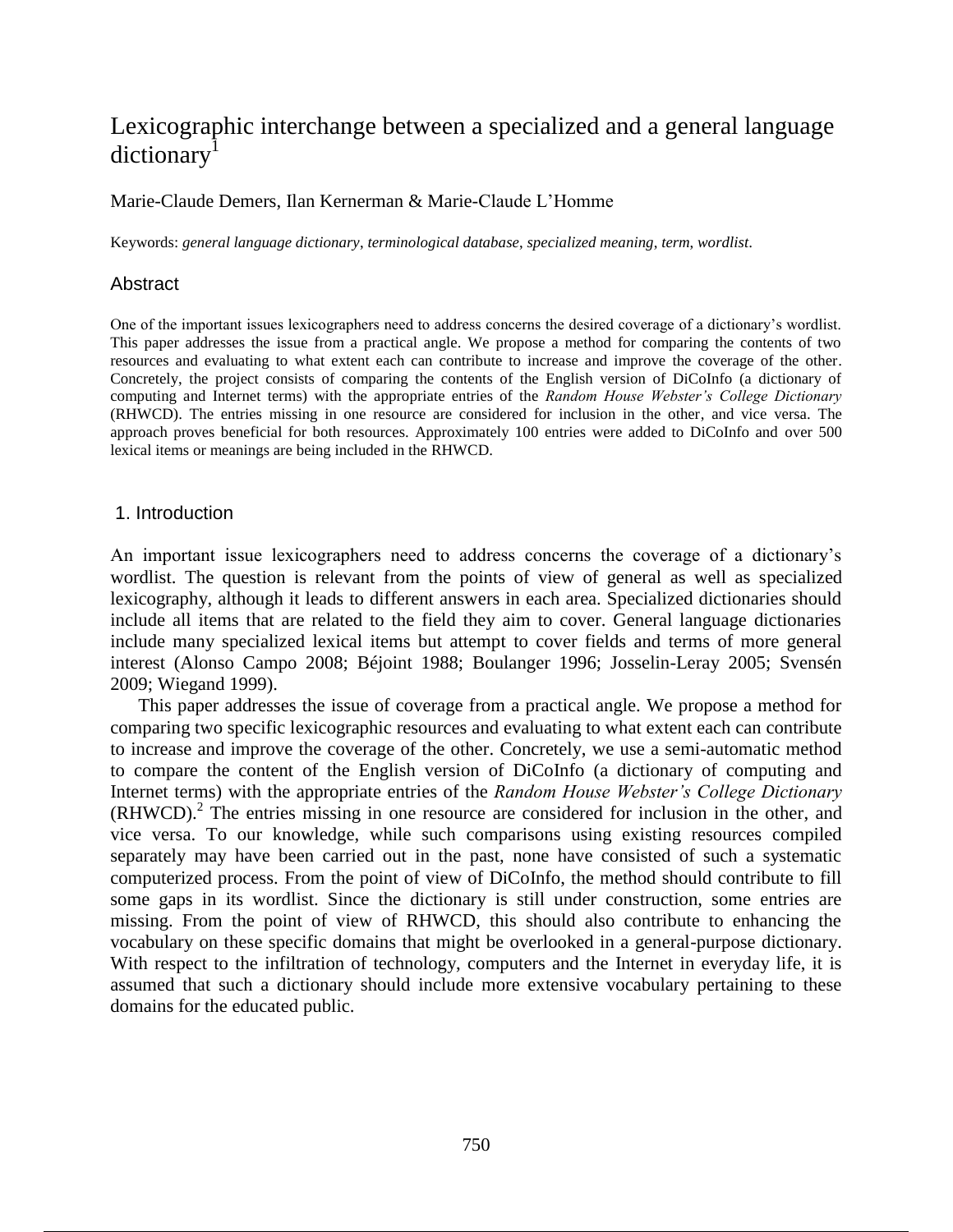# Lexicographic interchange between a specialized and a general language dictionary[1]

Marie-Claude Demers, Ilan Kernerman & Marie-Claude L'Homme

Keywords: *general language dictionary*, *terminological database*, *specialized meaning*, *term*, *wordlist*.

## Abstract

One of the important issues lexicographers need to address concerns the desired coverage of a dictionary's wordlist. This paper addresses the issue from a practical angle. We propose a method for comparing the contents of two resources and evaluating to what extent each can contribute to increase and improve the coverage of the other. Concretely, the project consists of comparing the contents of the English version of DiCoInfo (a dictionary of computing and Internet terms) with the appropriate entries of the *Random House Webster's College Dictionary* (RHWCD). The entries missing in one resource are considered for inclusion in the other, and vice versa. The approach proves beneficial for both resources. Approximately 100 entries were added to DiCoInfo and over 500 lexical items or meanings are being included in the RHWCD.

## 1. Introduction

An important issue lexicographers need to address concerns the coverage of a dictionary's wordlist. The question is relevant from the points of view of general as well as specialized lexicography, although it leads to different answers in each area. Specialized dictionaries should include all items that are related to the field they aim to cover. General language dictionaries include many specialized lexical items but attempt to cover fields and terms of more general interest (Alonso Campo 2008; Béjoint 1988; Boulanger 1996; Josselin-Leray 2005; Svensén 2009; Wiegand 1999).

This paper addresses the issue of coverage from a practical angle. We propose a method for comparing two specific lexicographic resources and evaluating to what extent each can contribute to increase and improve the coverage of the other. Concretely, we use a semi-automatic method to compare the content of the English version of DiCoInfo (a dictionary of computing and Internet terms) with the appropriate entries of the *Random House Webster's College Dictionary* (RHWCD).[2] The entries missing in one resource are considered for inclusion in the other, and vice versa. To our knowledge, while such comparisons using existing resources compiled separately may have been carried out in the past, none have consisted of such a systematic computerized process. From the point of view of DiCoInfo, the method should contribute to fill some gaps in its wordlist. Since the dictionary is still under construction, some entries are missing. From the point of view of RHWCD, this should also contribute to enhancing the vocabulary on these specific domains that might be overlooked in a general-purpose dictionary. With respect to the infiltration of technology, computers and the Internet in everyday life, it is assumed that such a dictionary should include more extensive vocabulary pertaining to these domains for the educated public.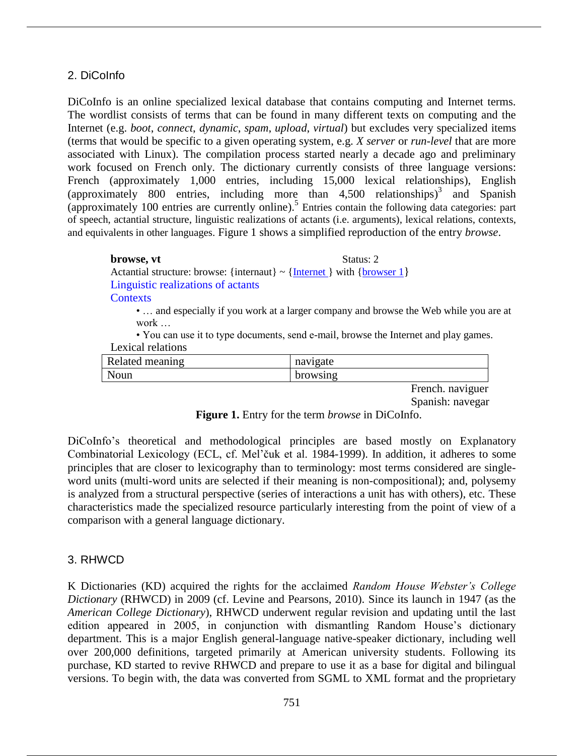## 2. DiCoInfo

DiCoInfo is an online specialized lexical database that contains computing and Internet terms. The wordlist consists of terms that can be found in many different texts on computing and the Internet (e.g. *boot*, *connect*, *dynamic*, *spam*, *upload*, *virtual*) but excludes very specialized items (terms that would be specific to a given operating system, e.g. *X server* or *run-level* that are more associated with Linux). The compilation process started nearly a decade ago and preliminary work focused on French only. The dictionary currently consists of three language versions: French (approximately 1,000 entries, including 15,000 lexical relationships), English (approximately 800 entries, including more than 4,500 relationships)[3] and Spanish (approximately 100 entries are currently online).[5] Entries contain the following data categories: part of speech, actantial structure, linguistic realizations of actants (i.e. arguments), lexical relations, contexts, and equivalents in other languages. Figure 1 shows a simplified reproduction of the entry *browse*.

**browse, vt** Status: 2

Actantial structure: browse: {internaut} ~ {Internet } with {browser 1}

Linguistic realizations of actants

Contexts

- … and especially if you work at a larger company and browse the Web while you are at work …
- You can use it to type documents, send e-mail, browse the Internet and play games.

Lexical relations

| Related meaning | navigate |
|---|---|
| Noun | browsing |

French. naviguer
Spanish: navegar

**Figure 1.** Entry for the term *browse* in DiCoInfo.

DiCoInfo's theoretical and methodological principles are based mostly on Explanatory Combinatorial Lexicology (ECL, cf. Mel'čuk et al. 1984-1999). In addition, it adheres to some principles that are closer to lexicography than to terminology: most terms considered are single-word units (multi-word units are selected if their meaning is non-compositional); and, polysemy is analyzed from a structural perspective (series of interactions a unit has with others), etc. These characteristics made the specialized resource particularly interesting from the point of view of a comparison with a general language dictionary.

## 3. RHWCD

K Dictionaries (KD) acquired the rights for the acclaimed *Random House Webster's College Dictionary* (RHWCD) in 2009 (cf. Levine and Pearsons, 2010). Since its launch in 1947 (as the *American College Dictionary*), RHWCD underwent regular revision and updating until the last edition appeared in 2005, in conjunction with dismantling Random House's dictionary department. This is a major English general-language native-speaker dictionary, including well over 200,000 definitions, targeted primarily at American university students. Following its purchase, KD started to revive RHWCD and prepare to use it as a base for digital and bilingual versions. To begin with, the data was converted from SGML to XML format and the proprietary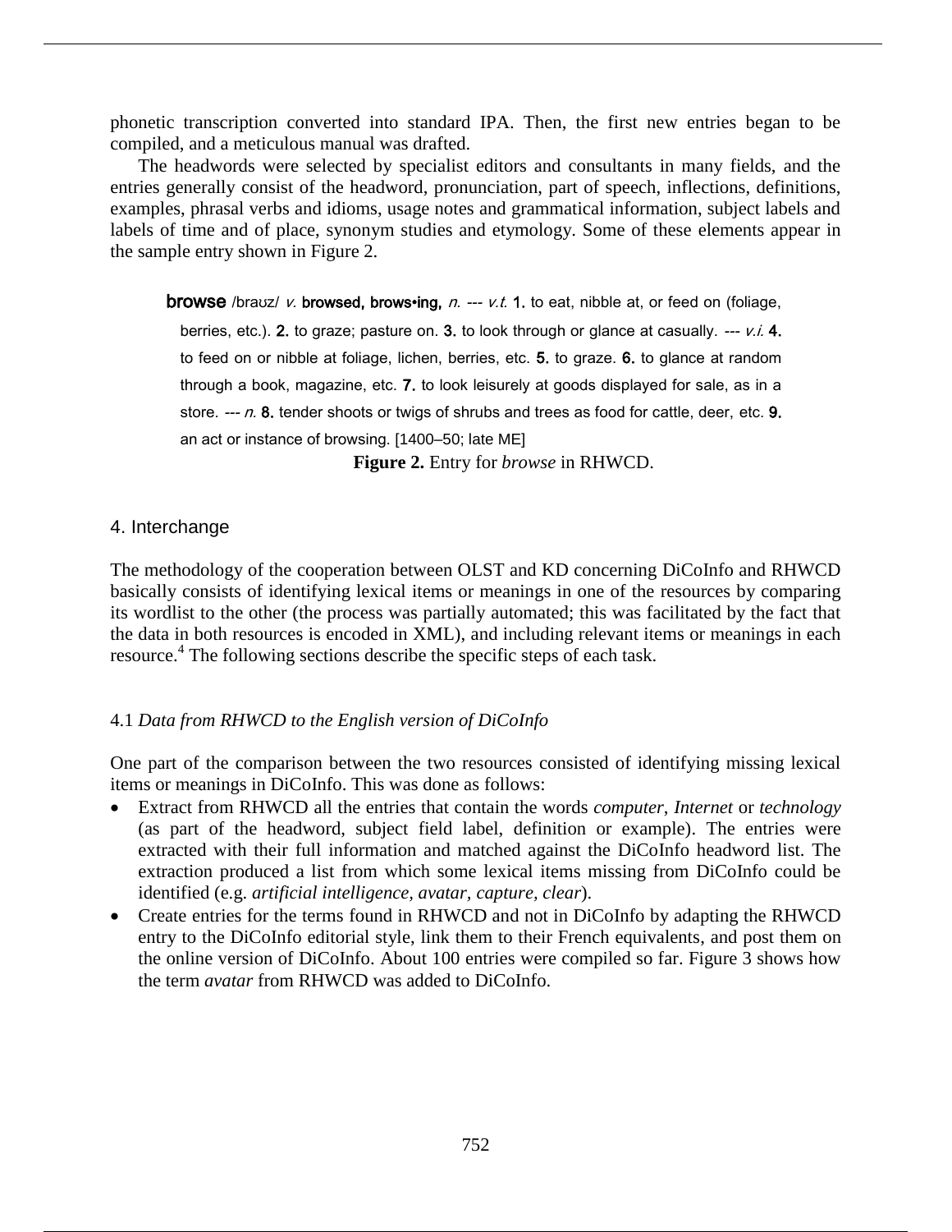phonetic transcription converted into standard IPA. Then, the first new entries began to be compiled, and a meticulous manual was drafted.

The headwords were selected by specialist editors and consultants in many fields, and the entries generally consist of the headword, pronunciation, part of speech, inflections, definitions, examples, phrasal verbs and idioms, usage notes and grammatical information, subject labels and labels of time and of place, synonym studies and etymology. Some of these elements appear in the sample entry shown in Figure 2.

> **browse** /braʊz/ *v.* **browsed, brows•ing,** *n.* --- *v.t.* **1.** to eat, nibble at, or feed on (foliage, berries, etc.). **2.** to graze; pasture on. **3.** to look through or glance at casually. --- *v.i.* **4.** to feed on or nibble at foliage, lichen, berries, etc. **5.** to graze. **6.** to glance at random through a book, magazine, etc. **7.** to look leisurely at goods displayed for sale, as in a store. --- *n.* **8.** tender shoots or twigs of shrubs and trees as food for cattle, deer, etc. **9.** an act or instance of browsing. [1400–50; late ME]

**Figure 2.** Entry for *browse* in RHWCD.

## 4. Interchange

The methodology of the cooperation between OLST and KD concerning DiCoInfo and RHWCD basically consists of identifying lexical items or meanings in one of the resources by comparing its wordlist to the other (the process was partially automated; this was facilitated by the fact that the data in both resources is encoded in XML), and including relevant items or meanings in each resource.[4] The following sections describe the specific steps of each task.

### 4.1 *Data from RHWCD to the English version of DiCoInfo*

One part of the comparison between the two resources consisted of identifying missing lexical items or meanings in DiCoInfo. This was done as follows:

- Extract from RHWCD all the entries that contain the words *computer*, *Internet* or *technology* (as part of the headword, subject field label, definition or example). The entries were extracted with their full information and matched against the DiCoInfo headword list. The extraction produced a list from which some lexical items missing from DiCoInfo could be identified (e.g. *artificial intelligence, avatar, capture, clear*).
- Create entries for the terms found in RHWCD and not in DiCoInfo by adapting the RHWCD entry to the DiCoInfo editorial style, link them to their French equivalents, and post them on the online version of DiCoInfo. About 100 entries were compiled so far. Figure 3 shows how the term *avatar* from RHWCD was added to DiCoInfo.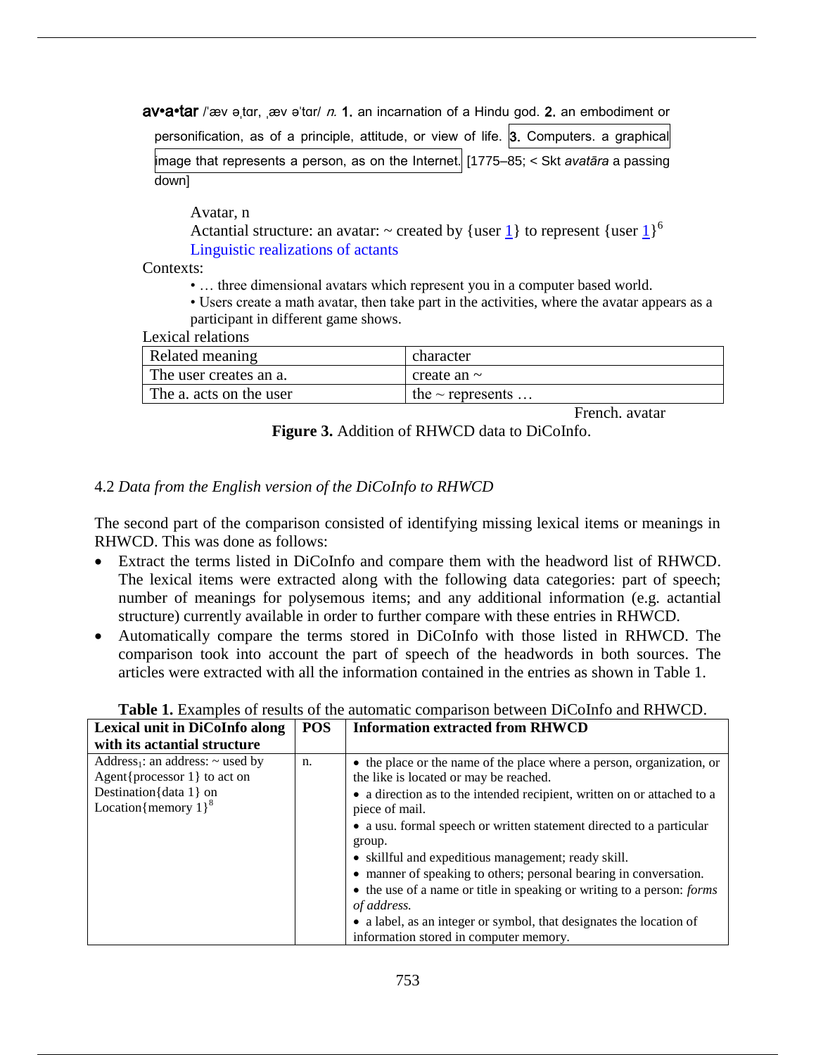**av•a•tar** /ˈæv əˌtɑr, ˌæv əˈtɑr/ *n.* **1.** an incarnation of a Hindu god. **2.** an embodiment or personification, as of a principle, attitude, or view of life. **3.** Computers. a graphical image that represents a person, as on the Internet. [1775–85; < Skt *avatāra* a passing down]

Avatar, n

Actantial structure: an avatar: ~ created by {user 1} to represent {user 1}[6]

Linguistic realizations of actants

Contexts:

- … three dimensional avatars which represent you in a computer based world.
- Users create a math avatar, then take part in the activities, where the avatar appears as a participant in different game shows.

Lexical relations

| Related meaning | character |
|---|---|
| The user creates an a. | create an ~ |
| The a. acts on the user | the ~ represents … |

French. avatar

**Figure 3.** Addition of RHWCD data to DiCoInfo.

4.2 *Data from the English version of the DiCoInfo to RHWCD*

The second part of the comparison consisted of identifying missing lexical items or meanings in RHWCD. This was done as follows:

- Extract the terms listed in DiCoInfo and compare them with the headword list of RHWCD. The lexical items were extracted along with the following data categories: part of speech; number of meanings for polysemous items; and any additional information (e.g. actantial structure) currently available in order to further compare with these entries in RHWCD.
- Automatically compare the terms stored in DiCoInfo with those listed in RHWCD. The comparison took into account the part of speech of the headwords in both sources. The articles were extracted with all the information contained in the entries as shown in Table 1.

**Table 1.** Examples of results of the automatic comparison between DiCoInfo and RHWCD.

| **Lexical unit in DiCoInfo along with its actantial structure** | **POS** | **Information extracted from RHWCD** |
|---|---|---|
| $Address_1$: an address: ~ used by Agent{processor 1} to act on Destination{data 1} on Location{memory 1}[8] | n. | • the place or the name of the place where a person, organization, or the like is located or may be reached.<br>• a direction as to the intended recipient, written on or attached to a piece of mail.<br>• a usu. formal speech or written statement directed to a particular group.<br>• skillful and expeditious management; ready skill.<br>• manner of speaking to others; personal bearing in conversation.<br>• the use of a name or title in speaking or writing to a person: *forms of address.*<br>• a label, as an integer or symbol, that designates the location of information stored in computer memory. |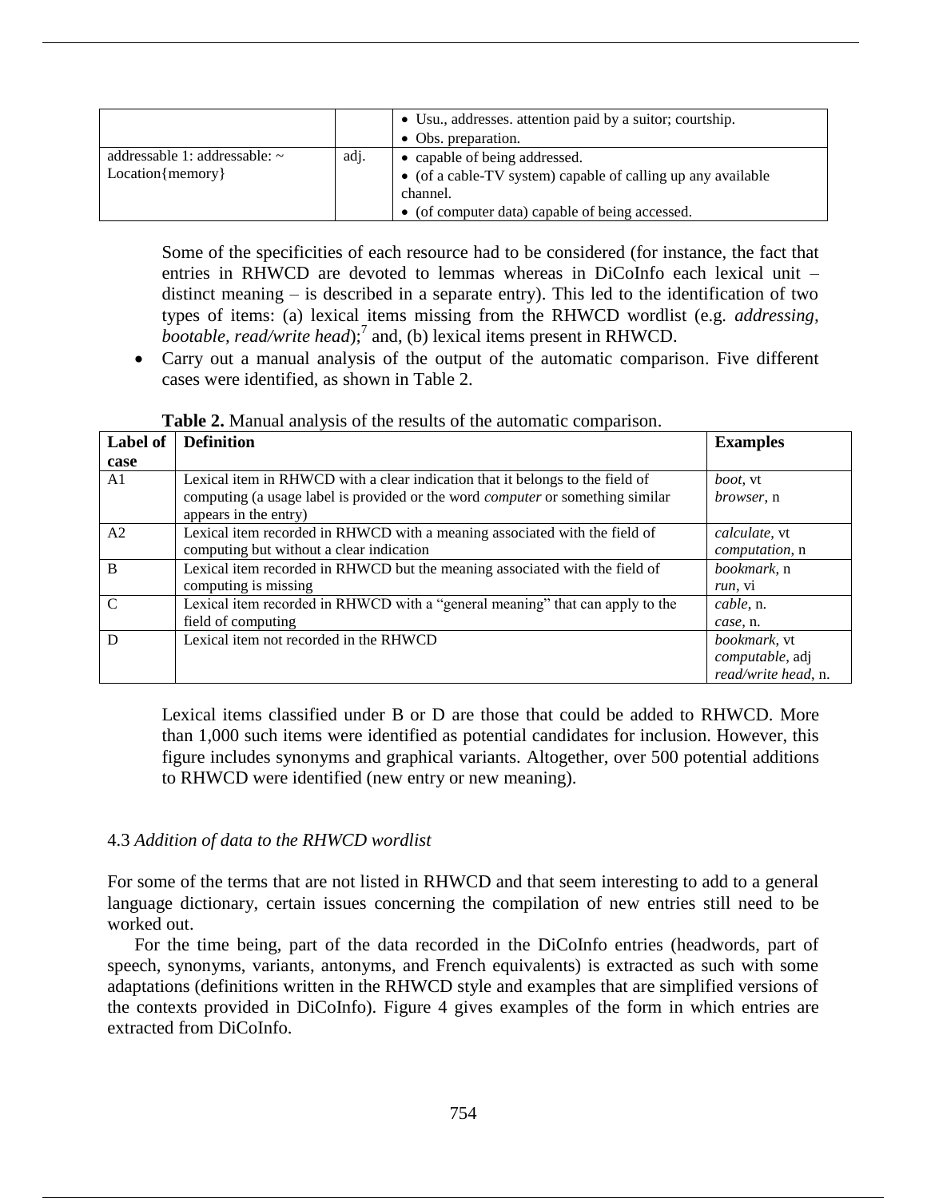|  |  | • Usu., addresses. attention paid by a suitor; courtship.<br>• Obs. preparation. |
| --- | --- | --- |
| addressable 1: addressable: ~ Location{memory} | adj. | • capable of being addressed.<br>• (of a cable-TV system) capable of calling up any available channel.<br>• (of computer data) capable of being accessed. |

Some of the specificities of each resource had to be considered (for instance, the fact that entries in RHWCD are devoted to lemmas whereas in DiCoInfo each lexical unit – distinct meaning – is described in a separate entry). This led to the identification of two types of items: (a) lexical items missing from the RHWCD wordlist (e.g. *addressing, bootable, read/write head*);[7] and, (b) lexical items present in RHWCD.

- Carry out a manual analysis of the output of the automatic comparison. Five different cases were identified, as shown in Table 2.

**Table 2.** Manual analysis of the results of the automatic comparison.

| Label of case | Definition | Examples |
| --- | --- | --- |
| A1 | Lexical item in RHWCD with a clear indication that it belongs to the field of computing (a usage label is provided or the word *computer* or something similar appears in the entry) | *boot*, vt<br>*browser*, n |
| A2 | Lexical item recorded in RHWCD with a meaning associated with the field of computing but without a clear indication | *calculate*, vt<br>*computation*, n |
| B | Lexical item recorded in RHWCD but the meaning associated with the field of computing is missing | *bookmark*, n<br>*run*, vi |
| C | Lexical item recorded in RHWCD with a "general meaning" that can apply to the field of computing | *cable*, n.<br>*case*, n. |
| D | Lexical item not recorded in the RHWCD | *bookmark*, vt<br>*computable*, adj<br>*read/write head*, n. |

Lexical items classified under B or D are those that could be added to RHWCD. More than 1,000 such items were identified as potential candidates for inclusion. However, this figure includes synonyms and graphical variants. Altogether, over 500 potential additions to RHWCD were identified (new entry or new meaning).

### 4.3 *Addition of data to the RHWCD wordlist*

For some of the terms that are not listed in RHWCD and that seem interesting to add to a general language dictionary, certain issues concerning the compilation of new entries still need to be worked out.

For the time being, part of the data recorded in the DiCoInfo entries (headwords, part of speech, synonyms, variants, antonyms, and French equivalents) is extracted as such with some adaptations (definitions written in the RHWCD style and examples that are simplified versions of the contexts provided in DiCoInfo). Figure 4 gives examples of the form in which entries are extracted from DiCoInfo.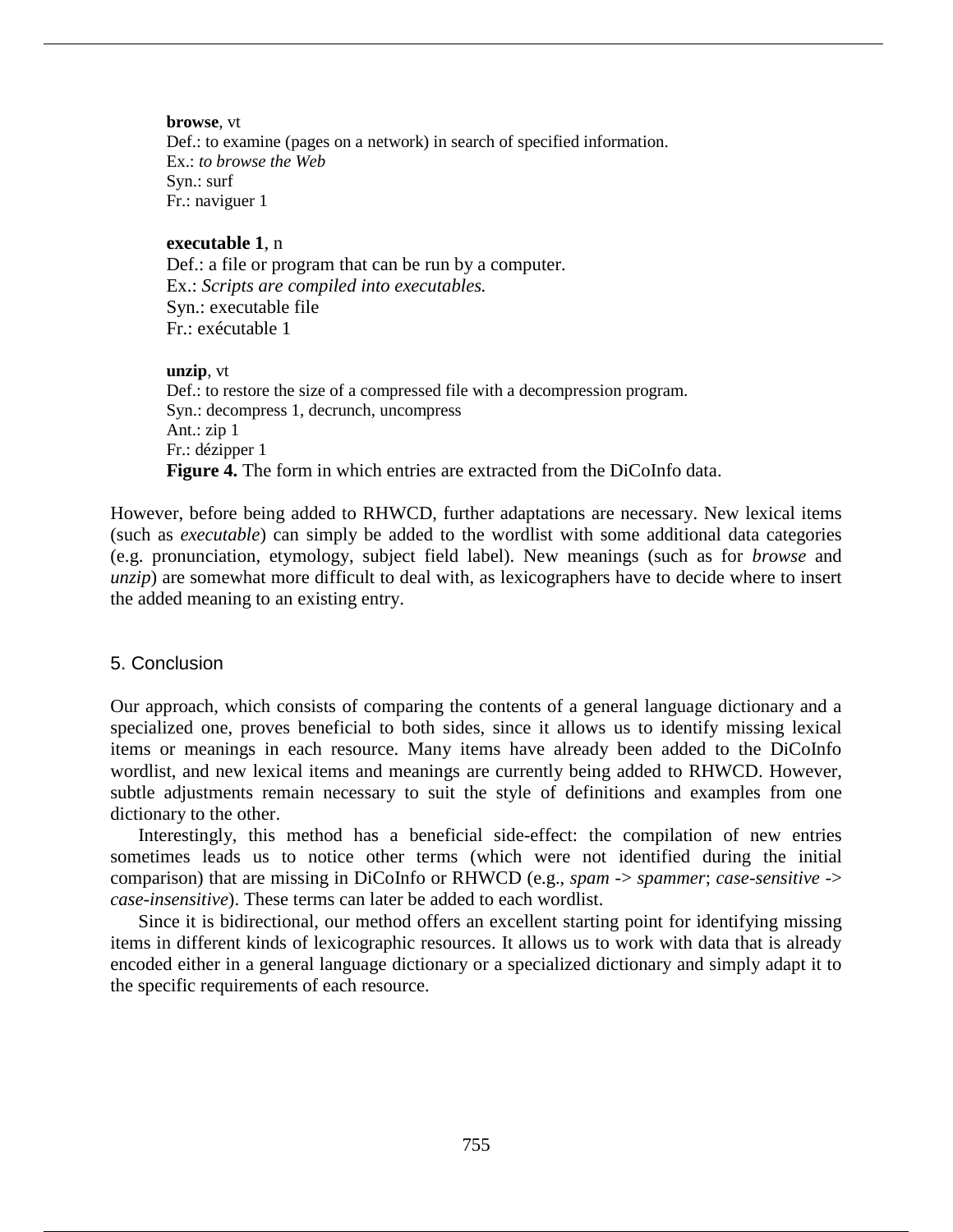**browse**, vt
Def.: to examine (pages on a network) in search of specified information.
Ex.: *to browse the Web*
Syn.: surf
Fr.: naviguer 1

**executable 1**, n
Def.: a file or program that can be run by a computer.
Ex.: *Scripts are compiled into executables.*
Syn.: executable file
Fr.: exécutable 1

**unzip**, vt
Def.: to restore the size of a compressed file with a decompression program.
Syn.: decompress 1, decrunch, uncompress
Ant.: zip 1
Fr.: dézipper 1

**Figure 4.** The form in which entries are extracted from the DiCoInfo data.

However, before being added to RHWCD, further adaptations are necessary. New lexical items (such as *executable*) can simply be added to the wordlist with some additional data categories (e.g. pronunciation, etymology, subject field label). New meanings (such as for *browse* and *unzip*) are somewhat more difficult to deal with, as lexicographers have to decide where to insert the added meaning to an existing entry.

## 5. Conclusion

Our approach, which consists of comparing the contents of a general language dictionary and a specialized one, proves beneficial to both sides, since it allows us to identify missing lexical items or meanings in each resource. Many items have already been added to the DiCoInfo wordlist, and new lexical items and meanings are currently being added to RHWCD. However, subtle adjustments remain necessary to suit the style of definitions and examples from one dictionary to the other.

Interestingly, this method has a beneficial side-effect: the compilation of new entries sometimes leads us to notice other terms (which were not identified during the initial comparison) that are missing in DiCoInfo or RHWCD (e.g., *spam* -> *spammer*; *case-sensitive* -> *case-insensitive*). These terms can later be added to each wordlist.

Since it is bidirectional, our method offers an excellent starting point for identifying missing items in different kinds of lexicographic resources. It allows us to work with data that is already encoded either in a general language dictionary or a specialized dictionary and simply adapt it to the specific requirements of each resource.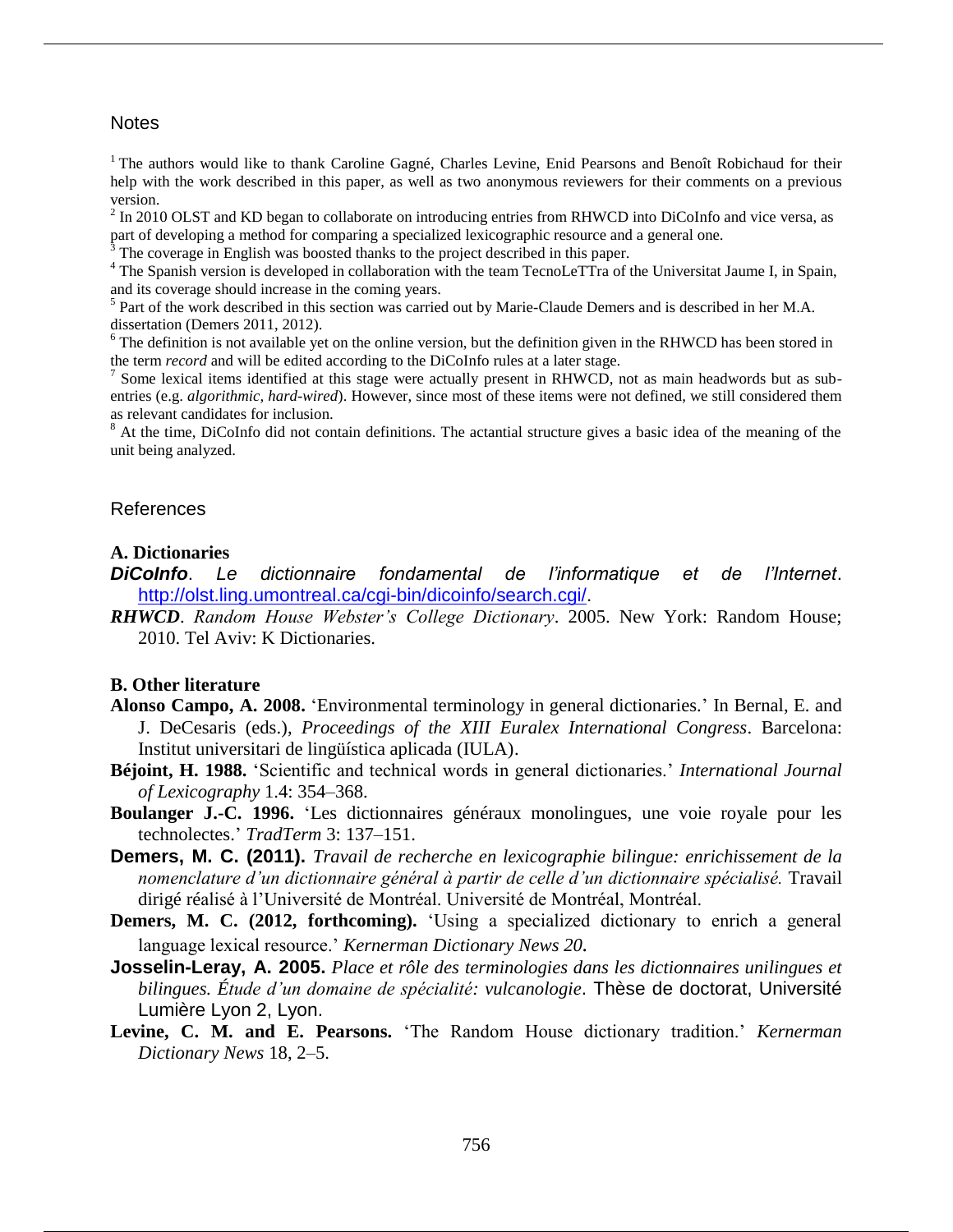## Notes

[1] The authors would like to thank Caroline Gagné, Charles Levine, Enid Pearsons and Benoît Robichaud for their help with the work described in this paper, as well as two anonymous reviewers for their comments on a previous version.

[2] In 2010 OLST and KD began to collaborate on introducing entries from RHWCD into DiCoInfo and vice versa, as part of developing a method for comparing a specialized lexicographic resource and a general one.

[3] The coverage in English was boosted thanks to the project described in this paper.

[4] The Spanish version is developed in collaboration with the team TecnoLeTTra of the Universitat Jaume I, in Spain, and its coverage should increase in the coming years.

[5] Part of the work described in this section was carried out by Marie-Claude Demers and is described in her M.A. dissertation (Demers 2011, 2012).

[6] The definition is not available yet on the online version, but the definition given in the RHWCD has been stored in the term *record* and will be edited according to the DiCoInfo rules at a later stage.

[7] Some lexical items identified at this stage were actually present in RHWCD, not as main headwords but as sub-entries (e.g. *algorithmic, hard-wired*). However, since most of these items were not defined, we still considered them as relevant candidates for inclusion.

[8] At the time, DiCoInfo did not contain definitions. The actantial structure gives a basic idea of the meaning of the unit being analyzed.

## References

### A. Dictionaries

***DiCoInfo***. *Le dictionnaire fondamental de l'informatique et de l'Internet*. http://olst.ling.umontreal.ca/cgi-bin/dicoinfo/search.cgi/.

***RHWCD***. *Random House Webster's College Dictionary*. 2005. New York: Random House; 2010. Tel Aviv: K Dictionaries.

### B. Other literature

**Alonso Campo, A. 2008.** 'Environmental terminology in general dictionaries.' In Bernal, E. and J. DeCesaris (eds.), *Proceedings of the XIII Euralex International Congress*. Barcelona: Institut universitari de lingüística aplicada (IULA).

**Béjoint, H. 1988.** 'Scientific and technical words in general dictionaries.' *International Journal of Lexicography* 1.4: 354–368.

**Boulanger J.-C. 1996.** 'Les dictionnaires généraux monolingues, une voie royale pour les technolectes.' *TradTerm* 3: 137–151.

**Demers, M. C. (2011).** *Travail de recherche en lexicographie bilingue: enrichissement de la nomenclature d'un dictionnaire général à partir de celle d'un dictionnaire spécialisé.* Travail dirigé réalisé à l'Université de Montréal. Université de Montréal, Montréal.

**Demers, M. C. (2012, forthcoming).** 'Using a specialized dictionary to enrich a general language lexical resource.' *Kernerman Dictionary News 20***.**

**Josselin-Leray, A. 2005.** *Place et rôle des terminologies dans les dictionnaires unilingues et bilingues. Étude d'un domaine de spécialité: vulcanologie*. Thèse de doctorat, Université Lumière Lyon 2, Lyon.

**Levine, C. M. and E. Pearsons.** 'The Random House dictionary tradition.' *Kerneman Dictionary News* 18, 2–5.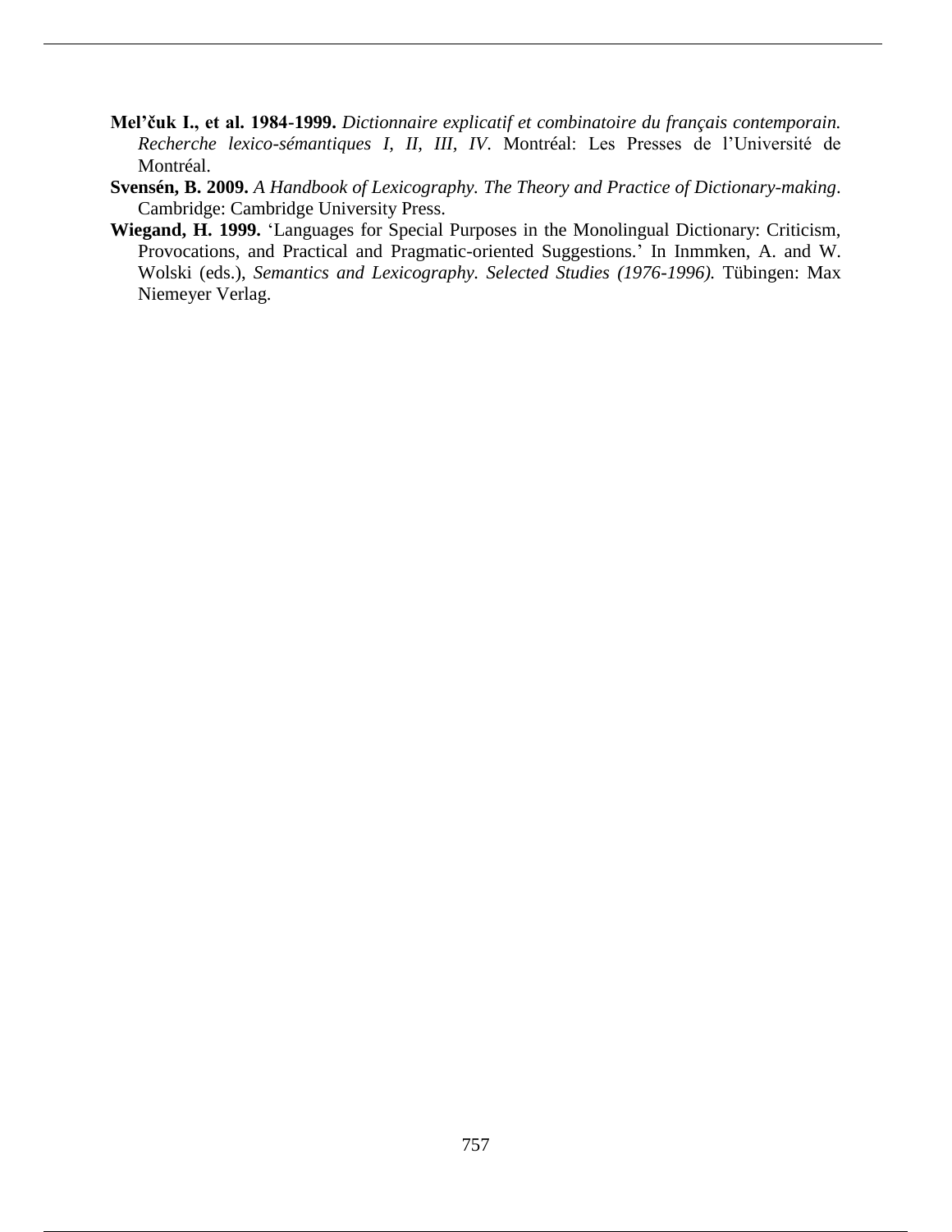**Mel'čuk I., et al. 1984-1999.** *Dictionnaire explicatif et combinatoire du français contemporain. Recherche lexico-sémantiques I, II, III, IV*. Montréal: Les Presses de l'Université de Montréal.

**Svensén, B. 2009.** *A Handbook of Lexicography. The Theory and Practice of Dictionary-making*. Cambridge: Cambridge University Press.

**Wiegand, H. 1999.** 'Languages for Special Purposes in the Monolingual Dictionary: Criticism, Provocations, and Practical and Pragmatic-oriented Suggestions.' In Inmmken, A. and W. Wolski (eds.), *Semantics and Lexicography. Selected Studies (1976-1996).* Tübingen: Max Niemeyer Verlag.